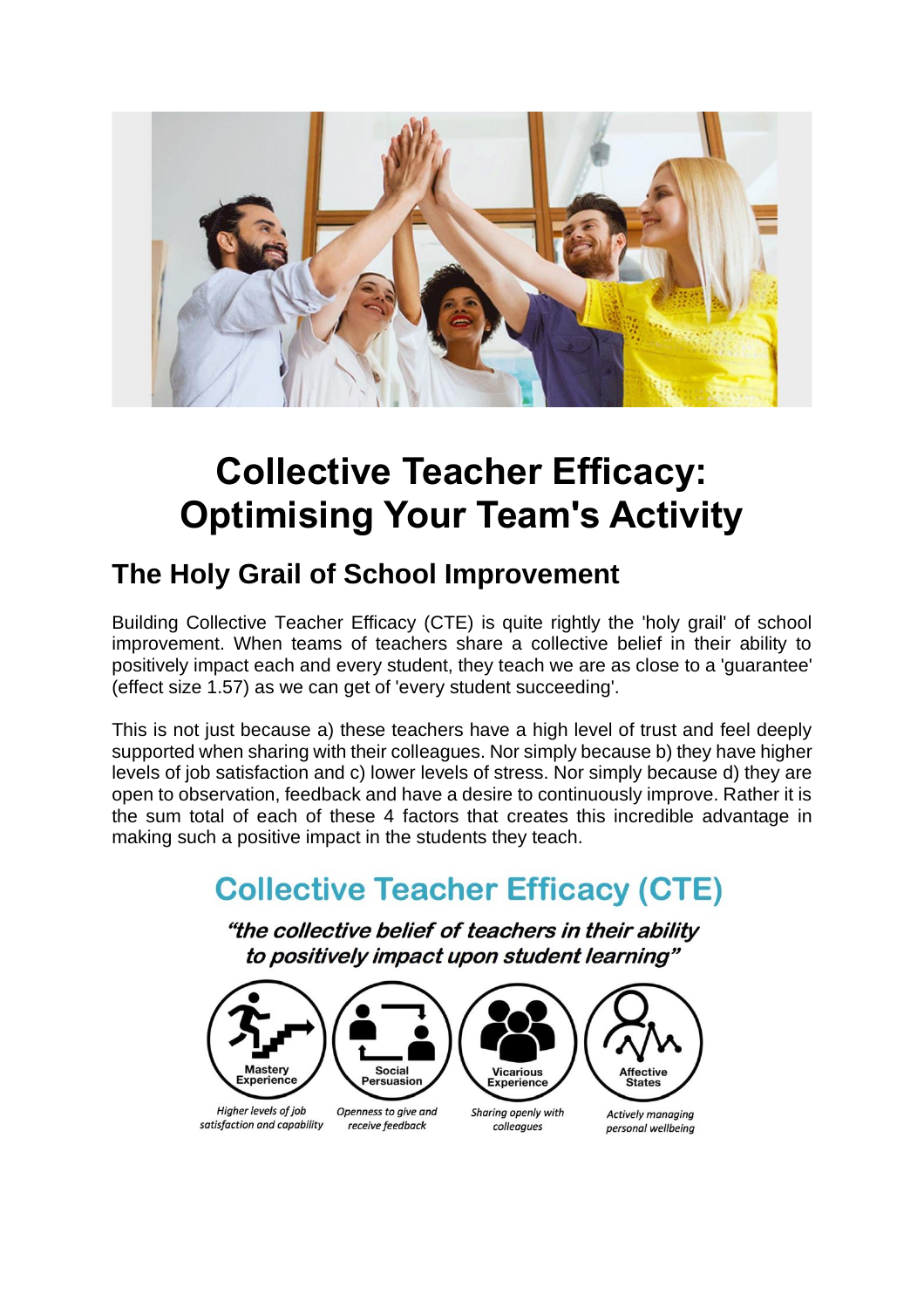# Collective Teacher Efficacy: Optimising Your Team's Activity

## The Holy Grail of School Improvement

Building Collective Teacher Efficacy (CTE) is quite rightly the 'holy grail' of school improvement. When teams of teachers share a collective belief in their ability to positively impact each and every student, they teach we are as close to a 'guarantee' (effect size 1.57) as we can get of 'every student succeeding'.

This is not just because a) these teachers have a high level of trust and feel deeply supported when sharing with their colleagues. Nor simply because b) they have higher levels of job satisfaction and c) lower levels of stress. Nor simply because d) they are open to observation, feedback and have a desire to continuously improve. Rather it is the sum total of each of these 4 factors that creates this incredible advantage in making such a positive impact in the students they teach.

## Collective Teacher Efficacy (CTE)

***"the collective belief of teachers in their ability to positively impact upon student learning"***

- **Mastery Experience** – *Higher levels of job satisfaction and capability*
- **Social Persuasion** – *Openness to give and receive feedback*
- **Vicarious Experience** – *Sharing openly with colleagues*
- **Affective States** – *Actively managing personal wellbeing*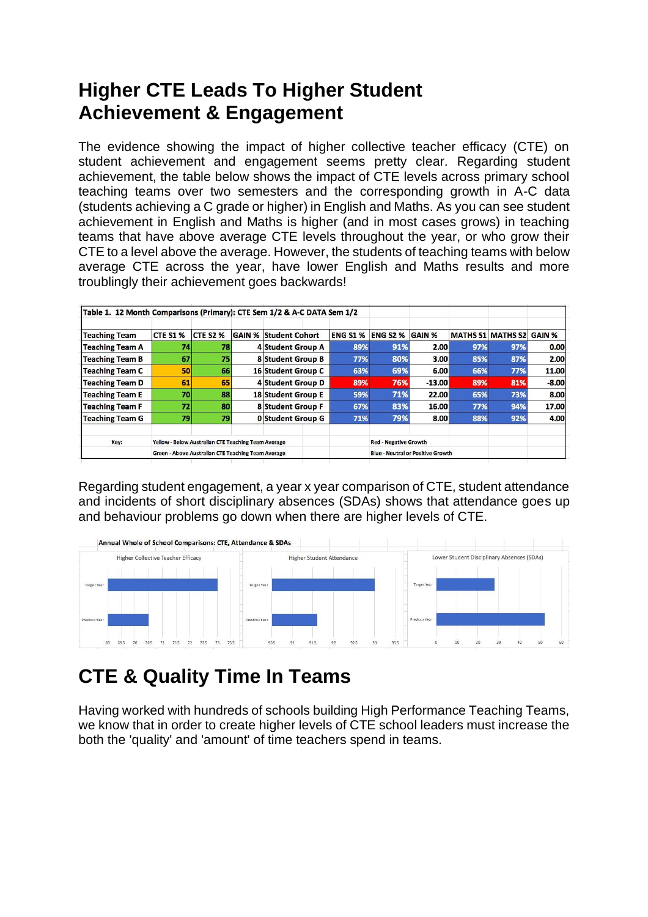# Higher CTE Leads To Higher Student Achievement & Engagement

The evidence showing the impact of higher collective teacher efficacy (CTE) on student achievement and engagement seems pretty clear. Regarding student achievement, the table below shows the impact of CTE levels across primary school teaching teams over two semesters and the corresponding growth in A-C data (students achieving a C grade or higher) in English and Maths. As you can see student achievement in English and Maths is higher (and in most cases grows) in teaching teams that have above average CTE levels throughout the year, or who grow their CTE to a level above the average. However, the students of teaching teams with below average CTE across the year, have lower English and Maths results and more troublingly their achievement goes backwards!

**Table 1. 12 Month Comparisons (Primary): CTE Sem 1/2 & A-C DATA Sem 1/2**

| Teaching Team | CTE S1 % | CTE S2 % | GAIN % | Student Cohort | ENG S1 % | ENG S2 % | GAIN % | MATHS S1 | MATHS S2 | GAIN % |
|---|---|---|---|---|---|---|---|---|---|---|
| Teaching Team A | 74 | 78 | 4 | Student Group A | 89% | 91% | 2.00 | 97% | 97% | 0.00 |
| Teaching Team B | 67 | 75 | 8 | Student Group B | 77% | 80% | 3.00 | 85% | 87% | 2.00 |
| Teaching Team C | 50 | 66 | 16 | Student Group C | 63% | 69% | 6.00 | 66% | 77% | 11.00 |
| Teaching Team D | 61 | 65 | 4 | Student Group D | 89% | 76% | -13.00 | 89% | 81% | -8.00 |
| Teaching Team E | 70 | 88 | 18 | Student Group E | 59% | 71% | 22.00 | 65% | 73% | 8.00 |
| Teaching Team F | 72 | 80 | 8 | Student Group F | 67% | 83% | 16.00 | 77% | 94% | 17.00 |
| Teaching Team G | 79 | 79 | 0 | Student Group G | 71% | 79% | 8.00 | 88% | 92% | 4.00 |

Key: Yellow - Below Australian CTE Teaching Team Average; Green - Above Australian CTE Teaching Team Average; Red - Negative Growth; Blue - Neutral or Positive Growth

Regarding student engagement, a year x year comparison of CTE, student attendance and incidents of short disciplinary absences (SDAs) shows that attendance goes up and behaviour problems go down when there are higher levels of CTE.

**Annual Whole of School Comparisons: CTE, Attendance & SDAs**

# CTE & Quality Time In Teams

Having worked with hundreds of schools building High Performance Teaching Teams, we know that in order to create higher levels of CTE school leaders must increase the both the 'quality' and 'amount' of time teachers spend in teams.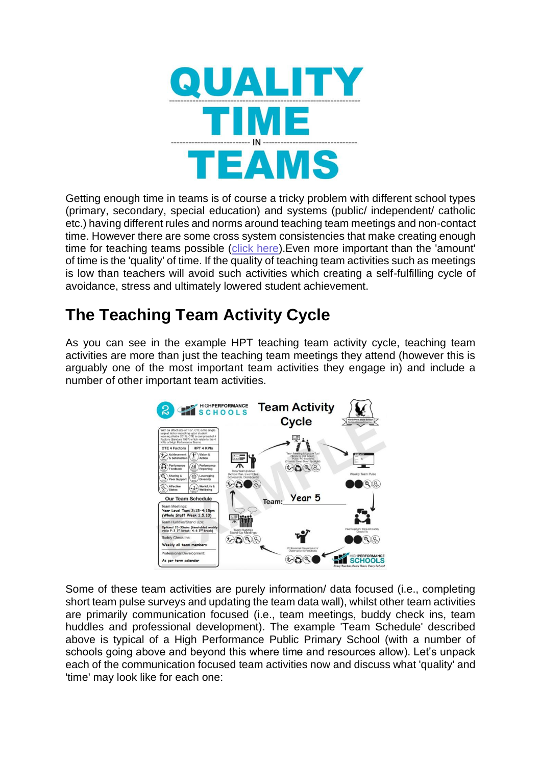# QUALITY TIME IN TEAMS

Getting enough time in teams is of course a tricky problem with different school types (primary, secondary, special education) and systems (public/ independent/ catholic etc.) having different rules and norms around teaching team meetings and non-contact time. However there are some cross system consistencies that make creating enough time for teaching teams possible (click here).Even more important than the 'amount' of time is the 'quality' of time. If the quality of teaching team activities such as meetings is low than teachers will avoid such activities which creating a self-fulfilling cycle of avoidance, stress and ultimately lowered student achievement.

## The Teaching Team Activity Cycle

As you can see in the example HPT teaching team activity cycle, teaching team activities are more than just the teaching team meetings they attend (however this is arguably one of the most important team activities they engage in) and include a number of other important team activities.

Some of these team activities are purely information/ data focused (i.e., completing short team pulse surveys and updating the team data wall), whilst other team activities are primarily communication focused (i.e., team meetings, buddy check ins, team huddles and professional development). The example 'Team Schedule' described above is typical of a High Performance Public Primary School (with a number of schools going above and beyond this where time and resources allow). Let's unpack each of the communication focused team activities now and discuss what 'quality' and 'time' may look like for each one: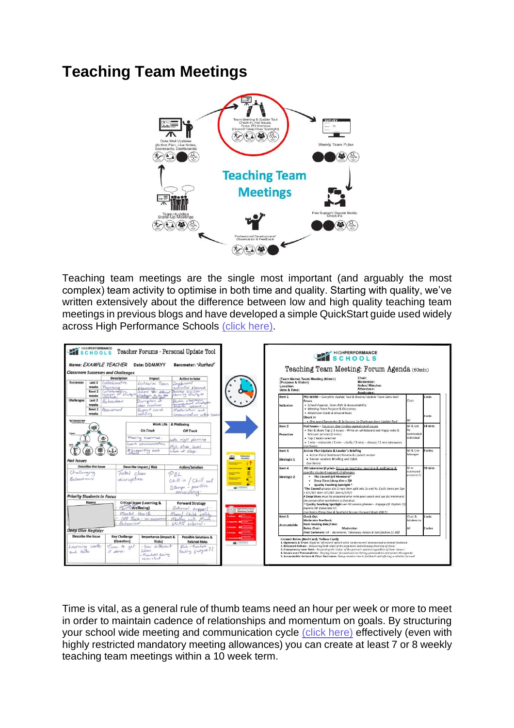# Teaching Team Meetings

Teaching team meetings are the single most important (and arguably the most complex) team activity to optimise in both time and quality. Starting with quality, we've written extensively about the difference between low and high quality teaching team meetings in previous blogs and have developed a simple QuickStart guide used widely across High Performance Schools (click here).

Time is vital, as a general rule of thumb teams need an hour per week or more to meet in order to maintain cadence of relationships and momentum on goals. By structuring your school wide meeting and communication cycle (click here) effectively (even with highly restricted mandatory meeting allowances) you can create at least 7 or 8 weekly teaching team meetings within a 10 week term.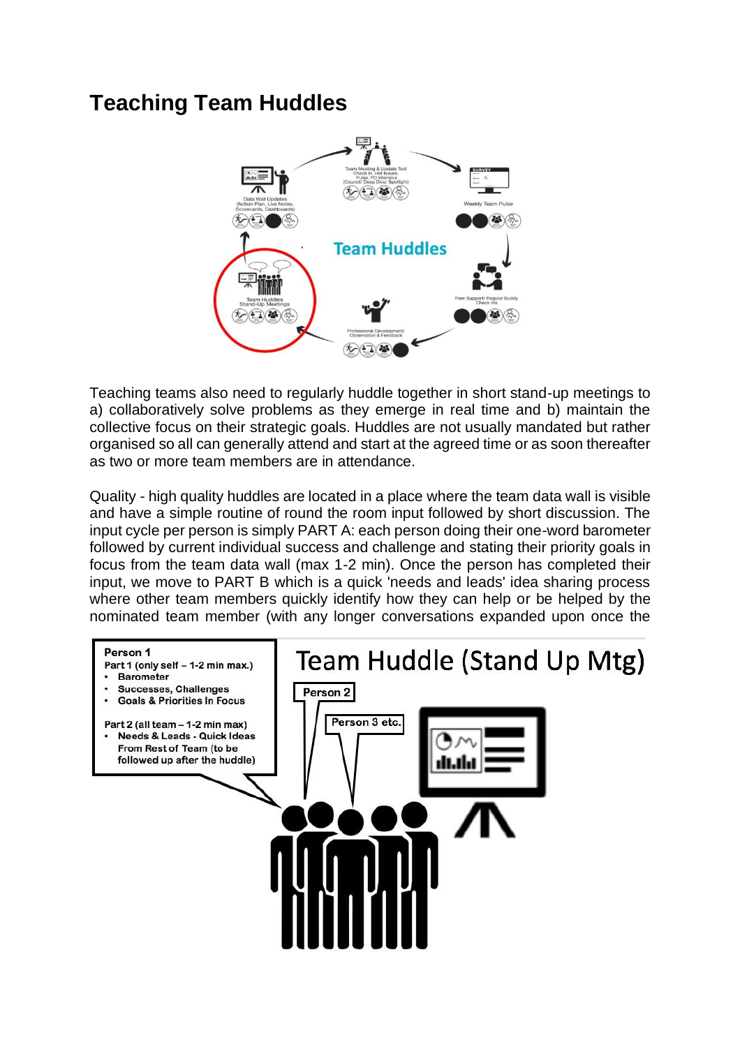## Teaching Team Huddles

Teaching teams also need to regularly huddle together in short stand-up meetings to a) collaboratively solve problems as they emerge in real time and b) maintain the collective focus on their strategic goals. Huddles are not usually mandated but rather organised so all can generally attend and start at the agreed time or as soon thereafter as two or more team members are in attendance.

Quality - high quality huddles are located in a place where the team data wall is visible and have a simple routine of round the room input followed by short discussion. The input cycle per person is simply PART A: each person doing their one-word barometer followed by current individual success and challenge and stating their priority goals in focus from the team data wall (max 1-2 min). Once the person has completed their input, we move to PART B which is a quick 'needs and leads' idea sharing process where other team members quickly identify how they can help or be helped by the nominated team member (with any longer conversations expanded upon once the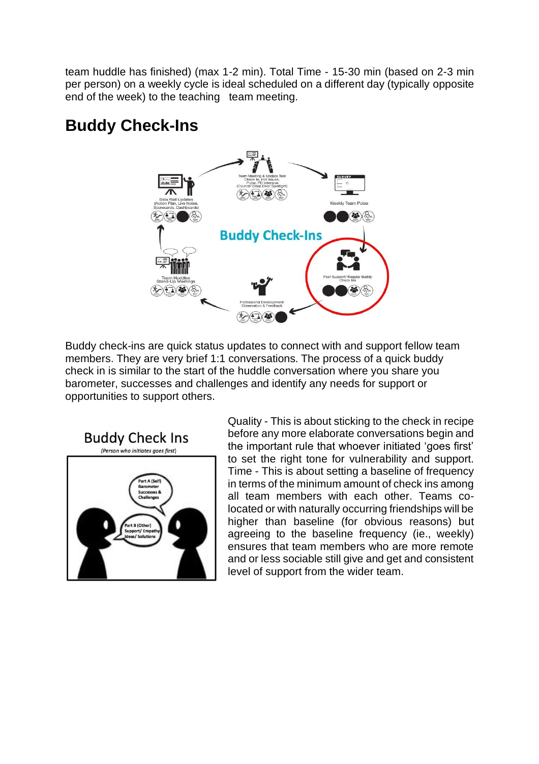team huddle has finished) (max 1-2 min). Total Time - 15-30 min (based on 2-3 min per person) on a weekly cycle is ideal scheduled on a different day (typically opposite end of the week) to the teaching team meeting.

## Buddy Check-Ins

Buddy check-ins are quick status updates to connect with and support fellow team members. They are very brief 1:1 conversations. The process of a quick buddy check in is similar to the start of the huddle conversation where you share you barometer, successes and challenges and identify any needs for support or opportunities to support others.

Quality - This is about sticking to the check in recipe before any more elaborate conversations begin and the important rule that whoever initiated 'goes first' to set the right tone for vulnerability and support. Time - This is about setting a baseline of frequency in terms of the minimum amount of check ins among all team members with each other. Teams co-located or with naturally occurring friendships will be higher than baseline (for obvious reasons) but agreeing to the baseline frequency (ie., weekly) ensures that team members who are more remote and or less sociable still give and get and consistent level of support from the wider team.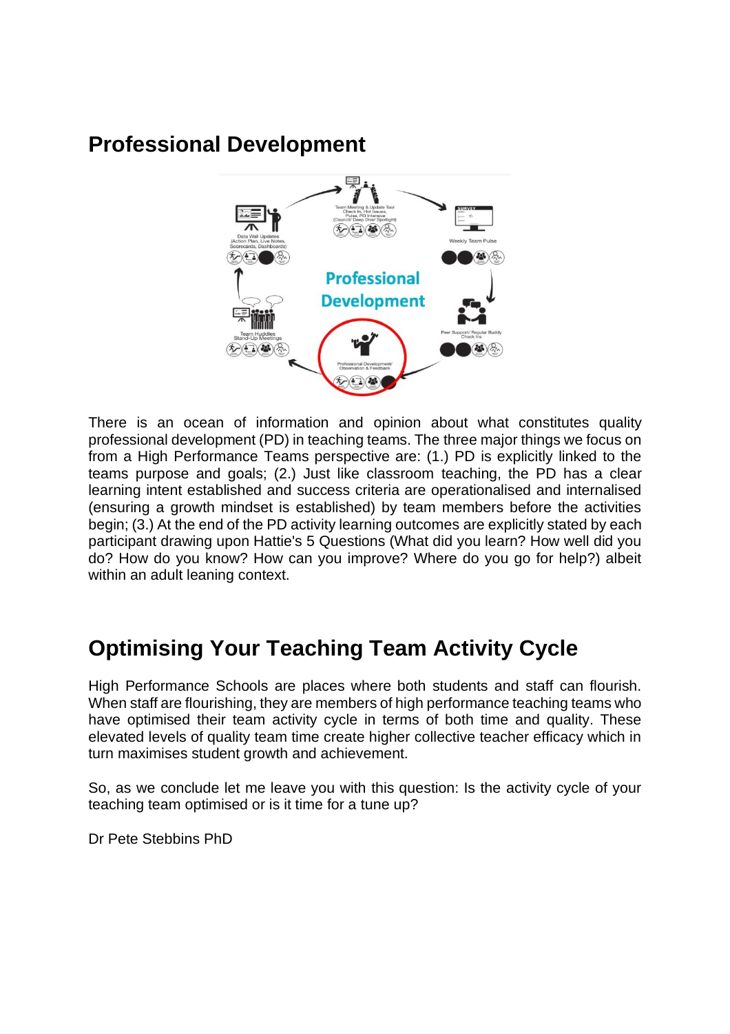## Professional Development

Team Meeting & Update Tool
Check In, Hot Issues,
Pulse, PD Intensive
(Council/ Deep Dive/ Spotlight)

Weekly Team Pulse

Peer Support/ Regular Buddy
Check Ins

Professional Development/
Observation & Feedback

Team Huddles
Stand-Up Meetings

Data Wall Updates
(Action Plan, Live Notes,
Scorecards, Dashboards)

Professional
Development

There is an ocean of information and opinion about what constitutes quality professional development (PD) in teaching teams. The three major things we focus on from a High Performance Teams perspective are: (1.) PD is explicitly linked to the teams purpose and goals; (2.) Just like classroom teaching, the PD has a clear learning intent established and success criteria are operationalised and internalised (ensuring a growth mindset is established) by team members before the activities begin; (3.) At the end of the PD activity learning outcomes are explicitly stated by each participant drawing upon Hattie's 5 Questions (What did you learn? How well did you do? How do you know? How can you improve? Where do you go for help?) albeit within an adult leaning context.

## Optimising Your Teaching Team Activity Cycle

High Performance Schools are places where both students and staff can flourish. When staff are flourishing, they are members of high performance teaching teams who have optimised their team activity cycle in terms of both time and quality. These elevated levels of quality team time create higher collective teacher efficacy which in turn maximises student growth and achievement.

So, as we conclude let me leave you with this question: Is the activity cycle of your teaching team optimised or is it time for a tune up?

Dr Pete Stebbins PhD